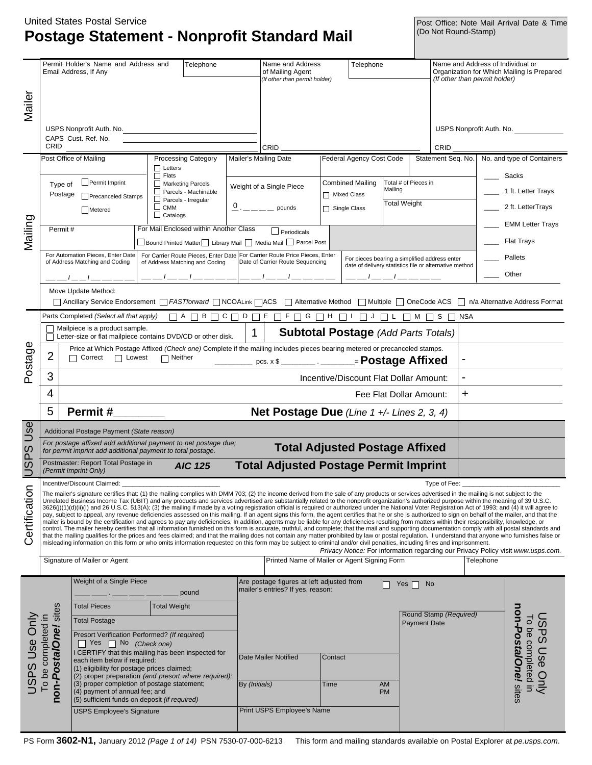United States Postal Service

# Postage Statement - Nonprofit Standard Mail

Post Office: Note Mail Arrival Date & Time (Do Not Round-Stamp)

## Mailer

| Permit Holder's Name and Address and Email Address, If Any | Telephone | Name and Address of Mailing Agent *(If other than permit holder)* | Telephone | Name and Address of Individual or Organization for Which Mailing Is Prepared *(If other than permit holder)* |
|---|---|---|---|---|
| USPS Nonprofit Auth. No. ______ CAPS Cust. Ref. No. ______ CRID ______ | | CRID ______ | | USPS Nonprofit Auth. No. ______ CRID ______ |

## Mailing

| Post Office of Mailing | Processing Category | Mailer's Mailing Date | Federal Agency Cost Code | Statement Seq. No. | No. and type of Containers |
|---|---|---|---|---|---|
| Type of Postage: ☐ Permit Imprint ☐ Precanceled Stamps ☐ Metered | ☐ Letters ☐ Flats ☐ Marketing Parcels ☐ Parcels - Machinable ☐ Parcels - Irregular ☐ CMM ☐ Catalogs | Weight of a Single Piece 0 . _ _ _ _ pounds | Combined Mailing ☐ Mixed Class ☐ Single Class | Total # of Pieces in Mailing; Total Weight | ____ Sacks; ____ 1 ft. Letter Trays; ____ 2 ft. LetterTrays; ____ EMM Letter Trays; ____ Flat Trays; ____ Pallets; ____ Other |
| Permit # | For Mail Enclosed within Another Class: ☐ Periodicals ☐ Bound Printed Matter ☐ Library Mail ☐ Media Mail ☐ Parcel Post | | | | |

| For Automation Pieces, Enter Date of Address Matching and Coding | For Carrier Route Pieces, Enter Date of Address Matching and Coding | For Carrier Route Price Pieces, Enter Date of Carrier Route Sequencing | For pieces bearing a simplified address enter date of delivery statistics file or alternative method |
|---|---|---|---|
| __ __ / __ __ / __ __ __ __ | __ __ / __ __ / __ __ __ __ | __ __ / __ __ / __ __ __ __ | __ __ / __ __ / __ __ __ __ |

Move Update Method:
☐ Ancillary Service Endorsement ☐ *FASTforward* ☐ NCOALink ☐ ACS ☐ Alternative Method ☐ Multiple ☐ OneCode ACS ☐ n/a Alternative Address Format

## Postage

Parts Completed *(Select all that apply)* ☐ A ☐ B ☐ C ☐ D ☐ E ☐ F ☐ G ☐ H ☐ I ☐ J ☐ L ☐ M ☐ S ☐ NSA

☐ Mailpiece is a product sample.
☐ Letter-size or flat mailpiece contains DVD/CD or other disk.

| Line | Description | | Amount |
|---|---|---|---|
| 1 | **Subtotal Postage** *(Add Parts Totals)* | | |
| 2 | Price at Which Postage Affixed *(Check one)* Complete if the mailing includes pieces bearing metered or precanceled stamps. ☐ Correct ☐ Lowest ☐ Neither _________ pcs. x $ ________ . ________ = **Postage Affixed** | - | |
| 3 | Incentive/Discount Flat Dollar Amount: | - | |
| 4 | Fee Flat Dollar Amount: | + | |
| 5 | **Permit #________** **Net Postage Due** *(Line 1 +/- Lines 2, 3, 4)* | | |

## USPS Use

| | |
|---|---|
| Additional Postage Payment *(State reason)* | |
| *For postage affixed add additional payment to net postage due; for permit imprint add additional payment to total postage.* **Total Adjusted Postage Affixed** | |
| Postmaster: Report Total Postage in *(Permit Imprint Only)* ***AIC 125*** **Total Adjusted Postage Permit Imprint** | |

## Certification

Incentive/Discount Claimed: ______________________ Type of Fee: ______________________

The mailer's signature certifies that: (1) the mailing complies with DMM 703; (2) the income derived from the sale of any products or services advertised in the mailing is not subject to the Unrelated Business Income Tax (UBIT) and any products and services advertised are substantially related to the nonprofit organization's authorized purpose within the meaning of 39 U.S.C. 3626(j)(1)(d)(ii)(I) and 26 U.S.C. 513(A); (3) the mailing if made by a voting registration official is required or authorized under the National Voter Registration Act of 1993; and (4) it will agree to pay, subject to appeal, any revenue deficiencies assessed on this mailing. If an agent signs this form, the agent certifies that he or she is authorized to sign on behalf of the mailer, and that the mailer is bound by the certification and agrees to pay any deficiencies. In addition, agents may be liable for any deficiencies resulting from matters within their responsibility, knowledge, or control. The mailer hereby certifies that all information furnished on this form is accurate, truthful, and complete; that the mail and supporting documentation comply with all postal standards and that the mailing qualifies for the prices and fees claimed; and that the mailing does not contain any matter prohibited by law or postal regulation. I understand that anyone who furnishes false or misleading information on this form or who omits information requested on this form may be subject to criminal and/or civil penalties, including fines and imprisonment.

*Privacy Notice:* For information regarding our Privacy Policy visit *www.usps.com*.

| Signature of Mailer or Agent | Printed Name of Mailer or Agent Signing Form | Telephone |
|---|---|---|
| | | |

## USPS Use Only
To be completed in ***non-PostalOne!*** sites

| | | |
|---|---|---|
| Weight of a Single Piece ____ ____ . ____ ____ ____ ____ pound | Are postage figures at left adjusted from mailer's entries? If yes, reason: ☐ Yes ☐ No | |
| Total Pieces / Total Weight | | Round Stamp *(Required)* Payment Date |
| Total Postage | | |
| Presort Verification Performed? *(If required)* ☐ Yes ☐ No *(Check one)* | | |
| I CERTIFY that this mailing has been inspected for each item below if required: (1) eligibility for postage prices claimed; (2) proper preparation *(and presort where required)*; (3) proper completion of postage statement; (4) payment of annual fee; and (5) sufficient funds on deposit *(if required)* | Date Mailer Notified / Contact; By *(Initials)* / Time AM PM | |
| USPS Employee's Signature | Print USPS Employee's Name | |

PS Form **3602-N1,** January 2012 *(Page 1 of 14)* PSN 7530-07-000-6213 This form and mailing standards available on Postal Explorer at *pe.usps.com*.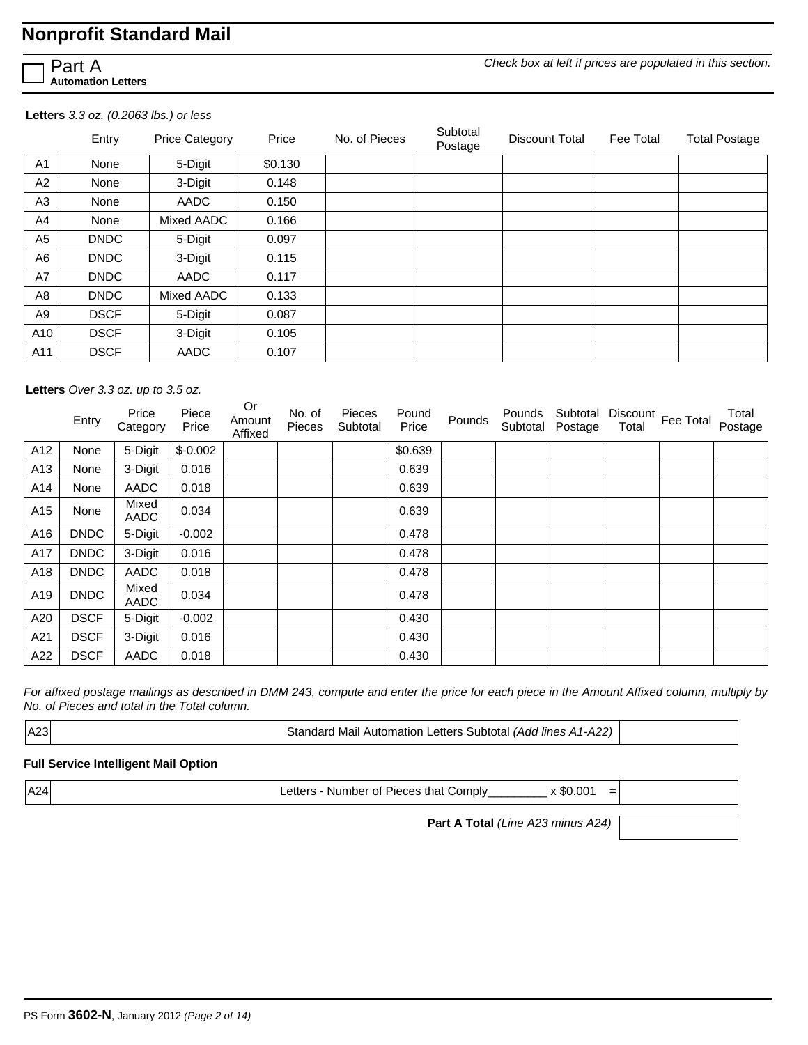# Nonprofit Standard Mail

☐ **Part A**
**Automation Letters**

*Check box at left if prices are populated in this section.*

**Letters** *3.3 oz. (0.2063 lbs.) or less*

| | Entry | Price Category | Price | No. of Pieces | Subtotal Postage | Discount Total | Fee Total | Total Postage |
|---|---|---|---|---|---|---|---|---|
| A1 | None | 5-Digit | $0.130 | | | | | |
| A2 | None | 3-Digit | 0.148 | | | | | |
| A3 | None | AADC | 0.150 | | | | | |
| A4 | None | Mixed AADC | 0.166 | | | | | |
| A5 | DNDC | 5-Digit | 0.097 | | | | | |
| A6 | DNDC | 3-Digit | 0.115 | | | | | |
| A7 | DNDC | AADC | 0.117 | | | | | |
| A8 | DNDC | Mixed AADC | 0.133 | | | | | |
| A9 | DSCF | 5-Digit | 0.087 | | | | | |
| A10 | DSCF | 3-Digit | 0.105 | | | | | |
| A11 | DSCF | AADC | 0.107 | | | | | |

**Letters** *Over 3.3 oz. up to 3.5 oz.*

| | Entry | Price Category | Piece Price | Or Amount Affixed | No. of Pieces | Pieces Subtotal | Pound Price | Pounds | Pounds Subtotal | Subtotal Postage | Discount Total | Fee Total | Total Postage |
|---|---|---|---|---|---|---|---|---|---|---|---|---|---|
| A12 | None | 5-Digit | $-0.002 | | | | $0.639 | | | | | | |
| A13 | None | 3-Digit | 0.016 | | | | 0.639 | | | | | | |
| A14 | None | AADC | 0.018 | | | | 0.639 | | | | | | |
| A15 | None | Mixed AADC | 0.034 | | | | 0.639 | | | | | | |
| A16 | DNDC | 5-Digit | -0.002 | | | | 0.478 | | | | | | |
| A17 | DNDC | 3-Digit | 0.016 | | | | 0.478 | | | | | | |
| A18 | DNDC | AADC | 0.018 | | | | 0.478 | | | | | | |
| A19 | DNDC | Mixed AADC | 0.034 | | | | 0.478 | | | | | | |
| A20 | DSCF | 5-Digit | -0.002 | | | | 0.430 | | | | | | |
| A21 | DSCF | 3-Digit | 0.016 | | | | 0.430 | | | | | | |
| A22 | DSCF | AADC | 0.018 | | | | 0.430 | | | | | | |

*For affixed postage mailings as described in DMM 243, compute and enter the price for each piece in the Amount Affixed column, multiply by No. of Pieces and total in the Total column.*

| | | |
|---|---|---|
| A23 | Standard Mail Automation Letters Subtotal *(Add lines A1-A22)* | |

**Full Service Intelligent Mail Option**

| | | |
|---|---|---|
| A24 | Letters - Number of Pieces that Comply_________ x $0.001 = | |

**Part A Total** *(Line A23 minus A24)* ____________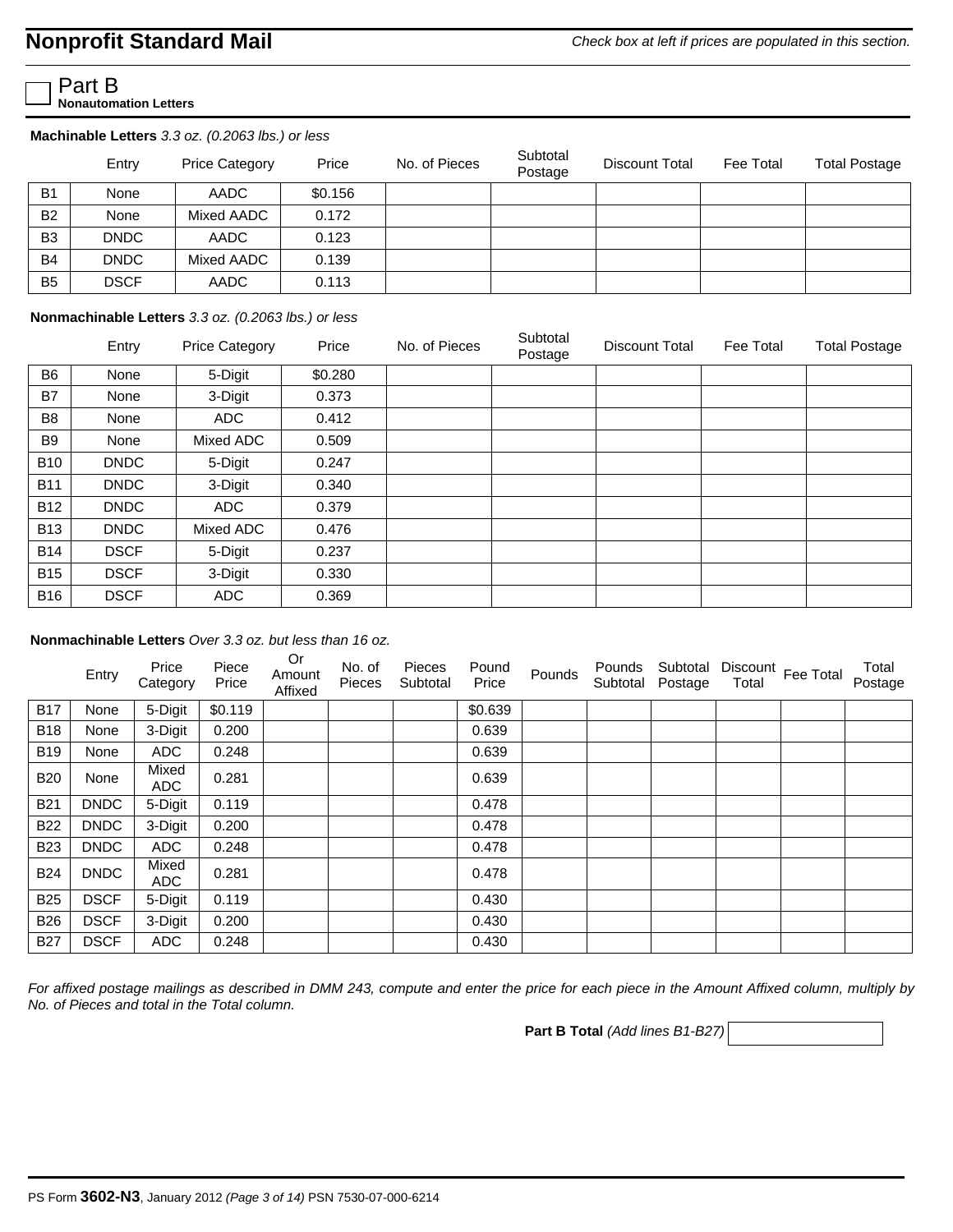# Nonprofit Standard Mail

*Check box at left if prices are populated in this section.*

## Part B

**Nonautomation Letters**

**Machinable Letters** *3.3 oz. (0.2063 lbs.) or less*

| | Entry | Price Category | Price | No. of Pieces | Subtotal Postage | Discount Total | Fee Total | Total Postage |
|---|---|---|---|---|---|---|---|---|
| B1 | None | AADC | $0.156 | | | | | |
| B2 | None | Mixed AADC | 0.172 | | | | | |
| B3 | DNDC | AADC | 0.123 | | | | | |
| B4 | DNDC | Mixed AADC | 0.139 | | | | | |
| B5 | DSCF | AADC | 0.113 | | | | | |

**Nonmachinable Letters** *3.3 oz. (0.2063 lbs.) or less*

| | Entry | Price Category | Price | No. of Pieces | Subtotal Postage | Discount Total | Fee Total | Total Postage |
|---|---|---|---|---|---|---|---|---|
| B6 | None | 5-Digit | $0.280 | | | | | |
| B7 | None | 3-Digit | 0.373 | | | | | |
| B8 | None | ADC | 0.412 | | | | | |
| B9 | None | Mixed ADC | 0.509 | | | | | |
| B10 | DNDC | 5-Digit | 0.247 | | | | | |
| B11 | DNDC | 3-Digit | 0.340 | | | | | |
| B12 | DNDC | ADC | 0.379 | | | | | |
| B13 | DNDC | Mixed ADC | 0.476 | | | | | |
| B14 | DSCF | 5-Digit | 0.237 | | | | | |
| B15 | DSCF | 3-Digit | 0.330 | | | | | |
| B16 | DSCF | ADC | 0.369 | | | | | |

**Nonmachinable Letters** *Over 3.3 oz. but less than 16 oz.*

| | Entry | Price Category | Piece Price | Or Amount Affixed | No. of Pieces | Pieces Subtotal | Pound Price | Pounds | Pounds Subtotal | Subtotal Postage | Discount Total | Fee Total | Total Postage |
|---|---|---|---|---|---|---|---|---|---|---|---|---|---|
| B17 | None | 5-Digit | $0.119 | | | | $0.639 | | | | | | |
| B18 | None | 3-Digit | 0.200 | | | | 0.639 | | | | | | |
| B19 | None | ADC | 0.248 | | | | 0.639 | | | | | | |
| B20 | None | Mixed ADC | 0.281 | | | | 0.639 | | | | | | |
| B21 | DNDC | 5-Digit | 0.119 | | | | 0.478 | | | | | | |
| B22 | DNDC | 3-Digit | 0.200 | | | | 0.478 | | | | | | |
| B23 | DNDC | ADC | 0.248 | | | | 0.478 | | | | | | |
| B24 | DNDC | Mixed ADC | 0.281 | | | | 0.478 | | | | | | |
| B25 | DSCF | 5-Digit | 0.119 | | | | 0.430 | | | | | | |
| B26 | DSCF | 3-Digit | 0.200 | | | | 0.430 | | | | | | |
| B27 | DSCF | ADC | 0.248 | | | | 0.430 | | | | | | |

*For affixed postage mailings as described in DMM 243, compute and enter the price for each piece in the Amount Affixed column, multiply by No. of Pieces and total in the Total column.*

**Part B Total** *(Add lines B1-B27)* ____________

PS Form **3602-N3**, January 2012 *(Page 3 of 14)* PSN 7530-07-000-6214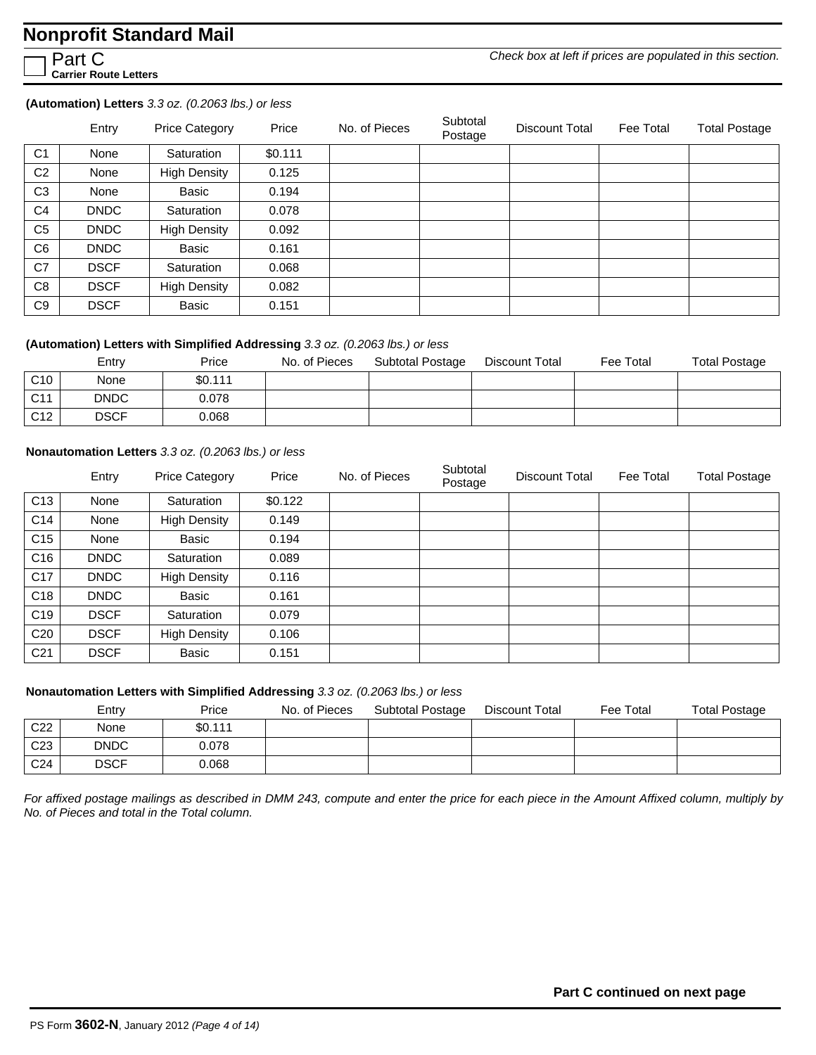# Nonprofit Standard Mail

☐ Part C
**Carrier Route Letters**

*Check box at left if prices are populated in this section.*

**(Automation) Letters** *3.3 oz. (0.2063 lbs.) or less*

| | Entry | Price Category | Price | No. of Pieces | Subtotal Postage | Discount Total | Fee Total | Total Postage |
|---|---|---|---|---|---|---|---|---|
| C1 | None | Saturation | $0.111 | | | | | |
| C2 | None | High Density | 0.125 | | | | | |
| C3 | None | Basic | 0.194 | | | | | |
| C4 | DNDC | Saturation | 0.078 | | | | | |
| C5 | DNDC | High Density | 0.092 | | | | | |
| C6 | DNDC | Basic | 0.161 | | | | | |
| C7 | DSCF | Saturation | 0.068 | | | | | |
| C8 | DSCF | High Density | 0.082 | | | | | |
| C9 | DSCF | Basic | 0.151 | | | | | |

**(Automation) Letters with Simplified Addressing** *3.3 oz. (0.2063 lbs.) or less*

| | Entry | Price | No. of Pieces | Subtotal Postage | Discount Total | Fee Total | Total Postage |
|---|---|---|---|---|---|---|---|
| C10 | None | $0.111 | | | | | |
| C11 | DNDC | 0.078 | | | | | |
| C12 | DSCF | 0.068 | | | | | |

**Nonautomation Letters** *3.3 oz. (0.2063 lbs.) or less*

| | Entry | Price Category | Price | No. of Pieces | Subtotal Postage | Discount Total | Fee Total | Total Postage |
|---|---|---|---|---|---|---|---|---|
| C13 | None | Saturation | $0.122 | | | | | |
| C14 | None | High Density | 0.149 | | | | | |
| C15 | None | Basic | 0.194 | | | | | |
| C16 | DNDC | Saturation | 0.089 | | | | | |
| C17 | DNDC | High Density | 0.116 | | | | | |
| C18 | DNDC | Basic | 0.161 | | | | | |
| C19 | DSCF | Saturation | 0.079 | | | | | |
| C20 | DSCF | High Density | 0.106 | | | | | |
| C21 | DSCF | Basic | 0.151 | | | | | |

**Nonautomation Letters with Simplified Addressing** *3.3 oz. (0.2063 lbs.) or less*

| | Entry | Price | No. of Pieces | Subtotal Postage | Discount Total | Fee Total | Total Postage |
|---|---|---|---|---|---|---|---|
| C22 | None | $0.111 | | | | | |
| C23 | DNDC | 0.078 | | | | | |
| C24 | DSCF | 0.068 | | | | | |

*For affixed postage mailings as described in DMM 243, compute and enter the price for each piece in the Amount Affixed column, multiply by No. of Pieces and total in the Total column.*

**Part C continued on next page**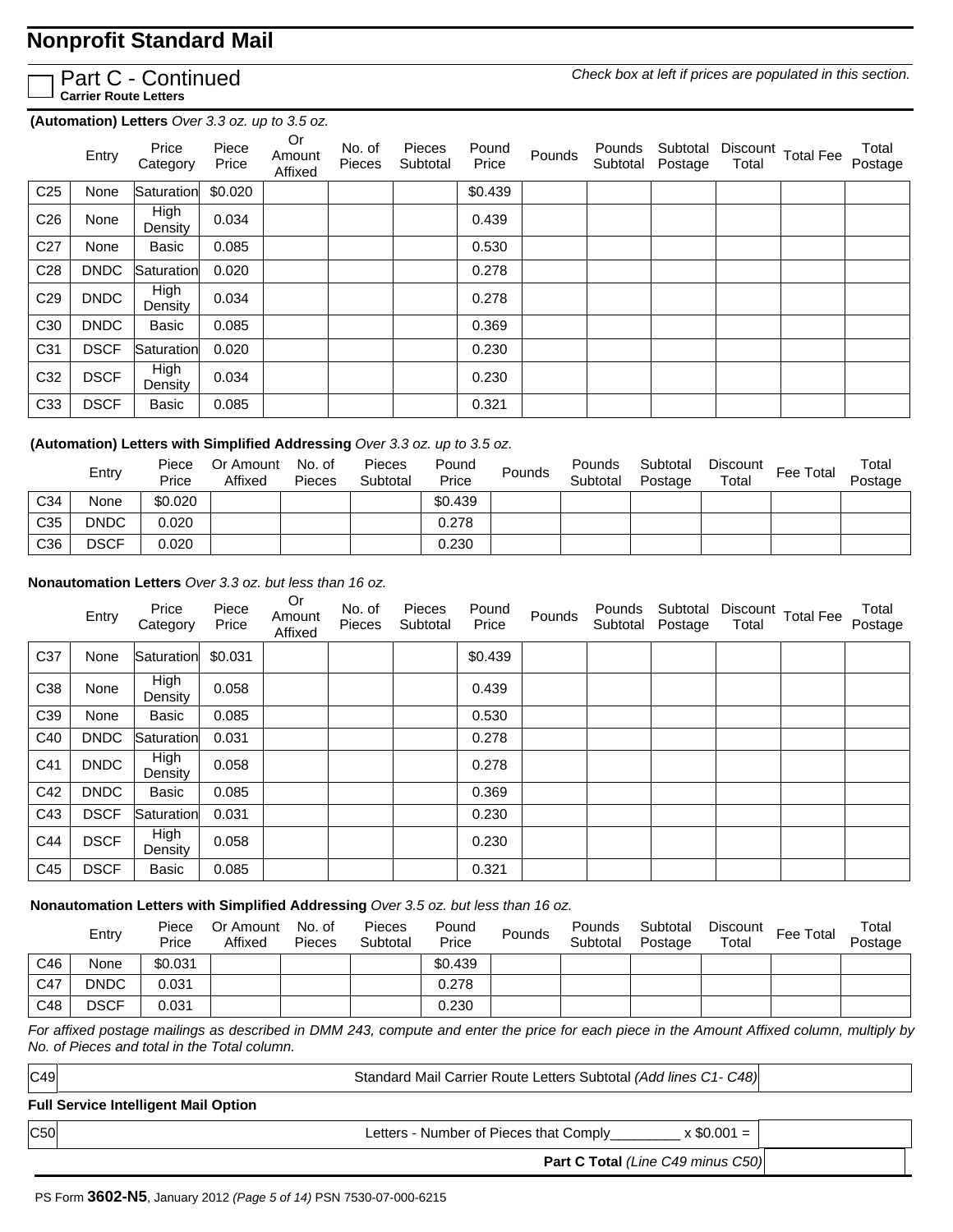# Nonprofit Standard Mail

☐ Part C - Continued

**Carrier Route Letters**

*Check box at left if prices are populated in this section.*

**(Automation) Letters** *Over 3.3 oz. up to 3.5 oz.*

| | Entry | Price Category | Piece Price | Or Amount Affixed | No. of Pieces | Pieces Subtotal | Pound Price | Pounds | Pounds Subtotal | Subtotal Postage | Discount Total | Total Fee | Total Postage |
|---|---|---|---|---|---|---|---|---|---|---|---|---|---|
| C25 | None | Saturation | $0.020 | | | | $0.439 | | | | | | |
| C26 | None | High Density | 0.034 | | | | 0.439 | | | | | | |
| C27 | None | Basic | 0.085 | | | | 0.530 | | | | | | |
| C28 | DNDC | Saturation | 0.020 | | | | 0.278 | | | | | | |
| C29 | DNDC | High Density | 0.034 | | | | 0.278 | | | | | | |
| C30 | DNDC | Basic | 0.085 | | | | 0.369 | | | | | | |
| C31 | DSCF | Saturation | 0.020 | | | | 0.230 | | | | | | |
| C32 | DSCF | High Density | 0.034 | | | | 0.230 | | | | | | |
| C33 | DSCF | Basic | 0.085 | | | | 0.321 | | | | | | |

**(Automation) Letters with Simplified Addressing** *Over 3.3 oz. up to 3.5 oz.*

| | Entry | Piece Price | Or Amount Affixed | No. of Pieces | Pieces Subtotal | Pound Price | Pounds | Pounds Subtotal | Subtotal Postage | Discount Total | Fee Total | Total Postage |
|---|---|---|---|---|---|---|---|---|---|---|---|---|
| C34 | None | $0.020 | | | | $0.439 | | | | | | |
| C35 | DNDC | 0.020 | | | | 0.278 | | | | | | |
| C36 | DSCF | 0.020 | | | | 0.230 | | | | | | |

**Nonautomation Letters** *Over 3.3 oz. but less than 16 oz.*

| | Entry | Price Category | Piece Price | Or Amount Affixed | No. of Pieces | Pieces Subtotal | Pound Price | Pounds | Pounds Subtotal | Subtotal Postage | Discount Total | Total Fee | Total Postage |
|---|---|---|---|---|---|---|---|---|---|---|---|---|---|
| C37 | None | Saturation | $0.031 | | | | $0.439 | | | | | | |
| C38 | None | High Density | 0.058 | | | | 0.439 | | | | | | |
| C39 | None | Basic | 0.085 | | | | 0.530 | | | | | | |
| C40 | DNDC | Saturation | 0.031 | | | | 0.278 | | | | | | |
| C41 | DNDC | High Density | 0.058 | | | | 0.278 | | | | | | |
| C42 | DNDC | Basic | 0.085 | | | | 0.369 | | | | | | |
| C43 | DSCF | Saturation | 0.031 | | | | 0.230 | | | | | | |
| C44 | DSCF | High Density | 0.058 | | | | 0.230 | | | | | | |
| C45 | DSCF | Basic | 0.085 | | | | 0.321 | | | | | | |

**Nonautomation Letters with Simplified Addressing** *Over 3.5 oz. but less than 16 oz.*

| | Entry | Piece Price | Or Amount Affixed | No. of Pieces | Pieces Subtotal | Pound Price | Pounds | Pounds Subtotal | Subtotal Postage | Discount Total | Fee Total | Total Postage |
|---|---|---|---|---|---|---|---|---|---|---|---|---|
| C46 | None | $0.031 | | | | $0.439 | | | | | | |
| C47 | DNDC | 0.031 | | | | 0.278 | | | | | | |
| C48 | DSCF | 0.031 | | | | 0.230 | | | | | | |

*For affixed postage mailings as described in DMM 243, compute and enter the price for each piece in the Amount Affixed column, multiply by No. of Pieces and total in the Total column.*

| | | |
|---|---|---|
| C49 | Standard Mail Carrier Route Letters Subtotal *(Add lines C1- C48)* | |

**Full Service Intelligent Mail Option**

| | | |
|---|---|---|
| C50 | Letters - Number of Pieces that Comply_________ x $0.001 = | |
| | **Part C Total** *(Line C49 minus C50)* | |

PS Form **3602-N5**, January 2012 *(Page 5 of 14)* PSN 7530-07-000-6215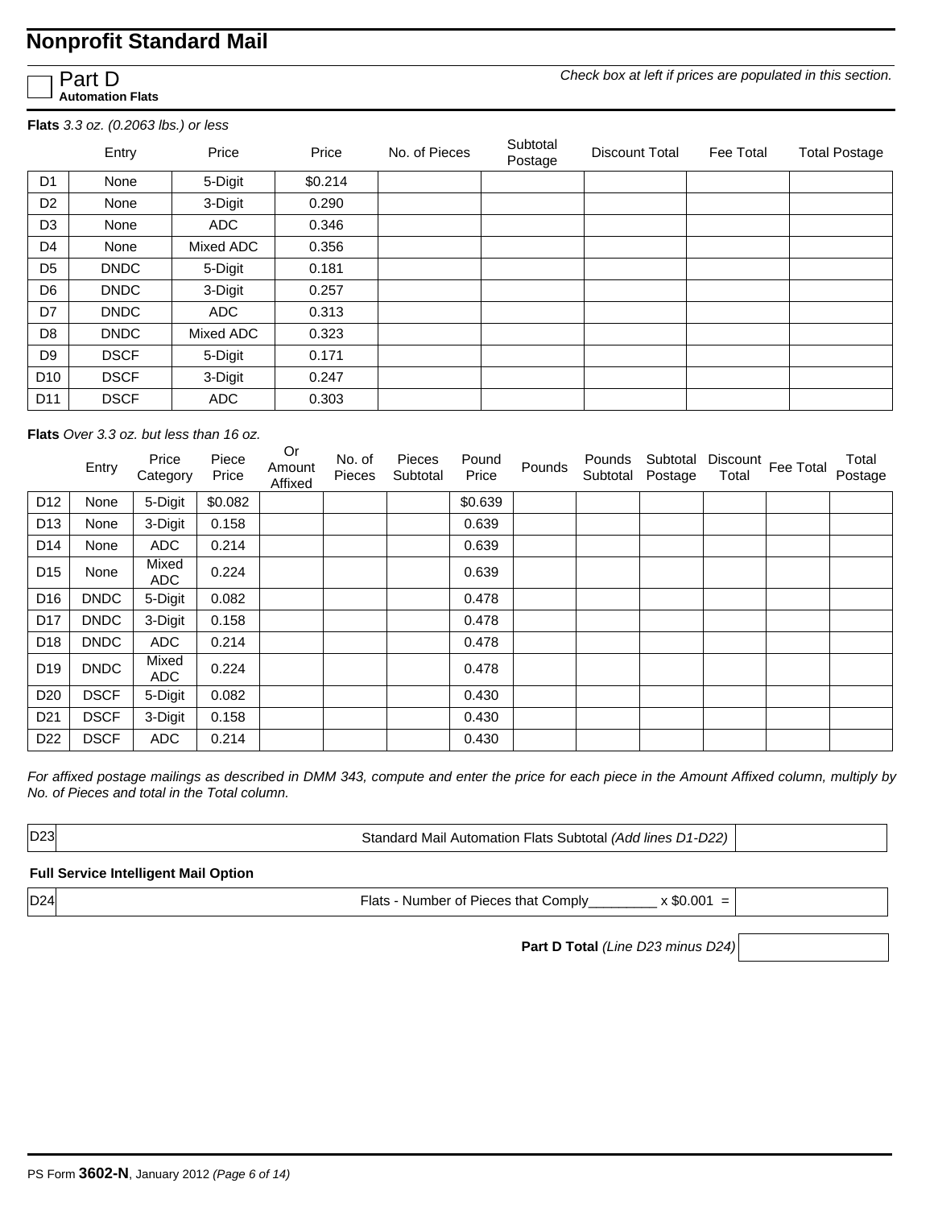# Nonprofit Standard Mail

☐ **Part D**
**Automation Flats**

*Check box at left if prices are populated in this section.*

**Flats** *3.3 oz. (0.2063 lbs.) or less*

| | Entry | Price | Price | No. of Pieces | Subtotal Postage | Discount Total | Fee Total | Total Postage |
|---|---|---|---|---|---|---|---|---|
| D1 | None | 5-Digit | $0.214 | | | | | |
| D2 | None | 3-Digit | 0.290 | | | | | |
| D3 | None | ADC | 0.346 | | | | | |
| D4 | None | Mixed ADC | 0.356 | | | | | |
| D5 | DNDC | 5-Digit | 0.181 | | | | | |
| D6 | DNDC | 3-Digit | 0.257 | | | | | |
| D7 | DNDC | ADC | 0.313 | | | | | |
| D8 | DNDC | Mixed ADC | 0.323 | | | | | |
| D9 | DSCF | 5-Digit | 0.171 | | | | | |
| D10 | DSCF | 3-Digit | 0.247 | | | | | |
| D11 | DSCF | ADC | 0.303 | | | | | |

**Flats** *Over 3.3 oz. but less than 16 oz.*

| | Entry | Price Category | Piece Price | Or Amount Affixed | No. of Pieces | Pieces Subtotal | Pound Price | Pounds | Pounds Subtotal | Subtotal Postage | Discount Total | Fee Total | Total Postage |
|---|---|---|---|---|---|---|---|---|---|---|---|---|---|
| D12 | None | 5-Digit | $0.082 | | | | $0.639 | | | | | | |
| D13 | None | 3-Digit | 0.158 | | | | 0.639 | | | | | | |
| D14 | None | ADC | 0.214 | | | | 0.639 | | | | | | |
| D15 | None | Mixed ADC | 0.224 | | | | 0.639 | | | | | | |
| D16 | DNDC | 5-Digit | 0.082 | | | | 0.478 | | | | | | |
| D17 | DNDC | 3-Digit | 0.158 | | | | 0.478 | | | | | | |
| D18 | DNDC | ADC | 0.214 | | | | 0.478 | | | | | | |
| D19 | DNDC | Mixed ADC | 0.224 | | | | 0.478 | | | | | | |
| D20 | DSCF | 5-Digit | 0.082 | | | | 0.430 | | | | | | |
| D21 | DSCF | 3-Digit | 0.158 | | | | 0.430 | | | | | | |
| D22 | DSCF | ADC | 0.214 | | | | 0.430 | | | | | | |

*For affixed postage mailings as described in DMM 343, compute and enter the price for each piece in the Amount Affixed column, multiply by No. of Pieces and total in the Total column.*

| | | |
|---|---|---|
| D23 | Standard Mail Automation Flats Subtotal *(Add lines D1-D22)* | |

**Full Service Intelligent Mail Option**

| | | |
|---|---|---|
| D24 | Flats - Number of Pieces that Comply________ x $0.001 = | |

**Part D Total** *(Line D23 minus D24)* ______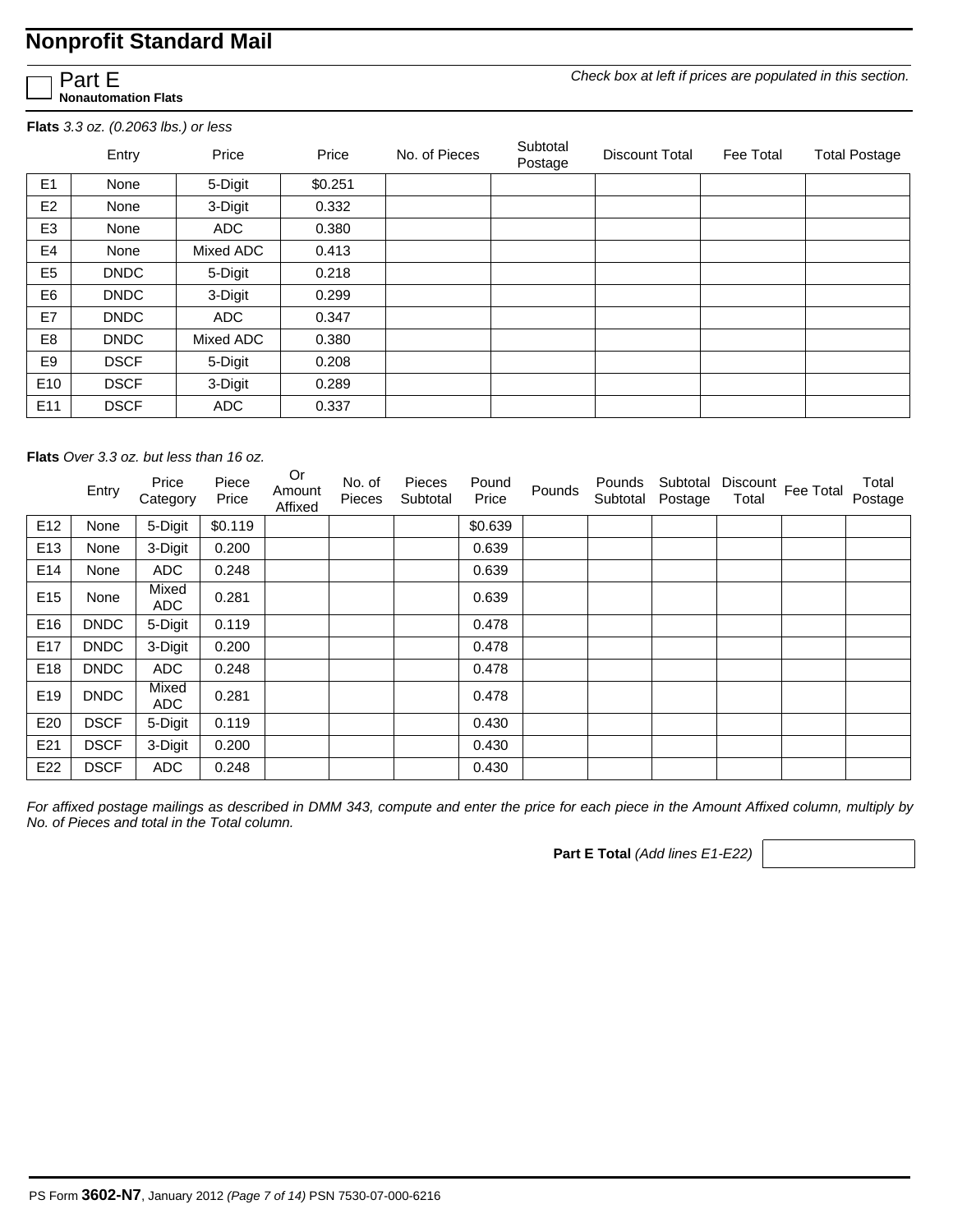# Nonprofit Standard Mail

## Part E

**Nonautomation Flats**

*Check box at left if prices are populated in this section.*

**Flats** *3.3 oz. (0.2063 lbs.) or less*

| | Entry | Price | Price | No. of Pieces | Subtotal Postage | Discount Total | Fee Total | Total Postage |
|---|---|---|---|---|---|---|---|---|
| E1 | None | 5-Digit | $0.251 | | | | | |
| E2 | None | 3-Digit | 0.332 | | | | | |
| E3 | None | ADC | 0.380 | | | | | |
| E4 | None | Mixed ADC | 0.413 | | | | | |
| E5 | DNDC | 5-Digit | 0.218 | | | | | |
| E6 | DNDC | 3-Digit | 0.299 | | | | | |
| E7 | DNDC | ADC | 0.347 | | | | | |
| E8 | DNDC | Mixed ADC | 0.380 | | | | | |
| E9 | DSCF | 5-Digit | 0.208 | | | | | |
| E10 | DSCF | 3-Digit | 0.289 | | | | | |
| E11 | DSCF | ADC | 0.337 | | | | | |

**Flats** *Over 3.3 oz. but less than 16 oz.*

| | Entry | Price Category | Piece Price | Or Amount Affixed | No. of Pieces | Pieces Subtotal | Pound Price | Pounds | Pounds Subtotal | Subtotal Postage | Discount Total | Fee Total | Total Postage |
|---|---|---|---|---|---|---|---|---|---|---|---|---|---|
| E12 | None | 5-Digit | $0.119 | | | | $0.639 | | | | | | |
| E13 | None | 3-Digit | 0.200 | | | | 0.639 | | | | | | |
| E14 | None | ADC | 0.248 | | | | 0.639 | | | | | | |
| E15 | None | Mixed ADC | 0.281 | | | | 0.639 | | | | | | |
| E16 | DNDC | 5-Digit | 0.119 | | | | 0.478 | | | | | | |
| E17 | DNDC | 3-Digit | 0.200 | | | | 0.478 | | | | | | |
| E18 | DNDC | ADC | 0.248 | | | | 0.478 | | | | | | |
| E19 | DNDC | Mixed ADC | 0.281 | | | | 0.478 | | | | | | |
| E20 | DSCF | 5-Digit | 0.119 | | | | 0.430 | | | | | | |
| E21 | DSCF | 3-Digit | 0.200 | | | | 0.430 | | | | | | |
| E22 | DSCF | ADC | 0.248 | | | | 0.430 | | | | | | |

*For affixed postage mailings as described in DMM 343, compute and enter the price for each piece in the Amount Affixed column, multiply by No. of Pieces and total in the Total column.*

**Part E Total** *(Add lines E1-E22)*

PS Form **3602-N7**, January 2012 *(Page 7 of 14)* PSN 7530-07-000-6216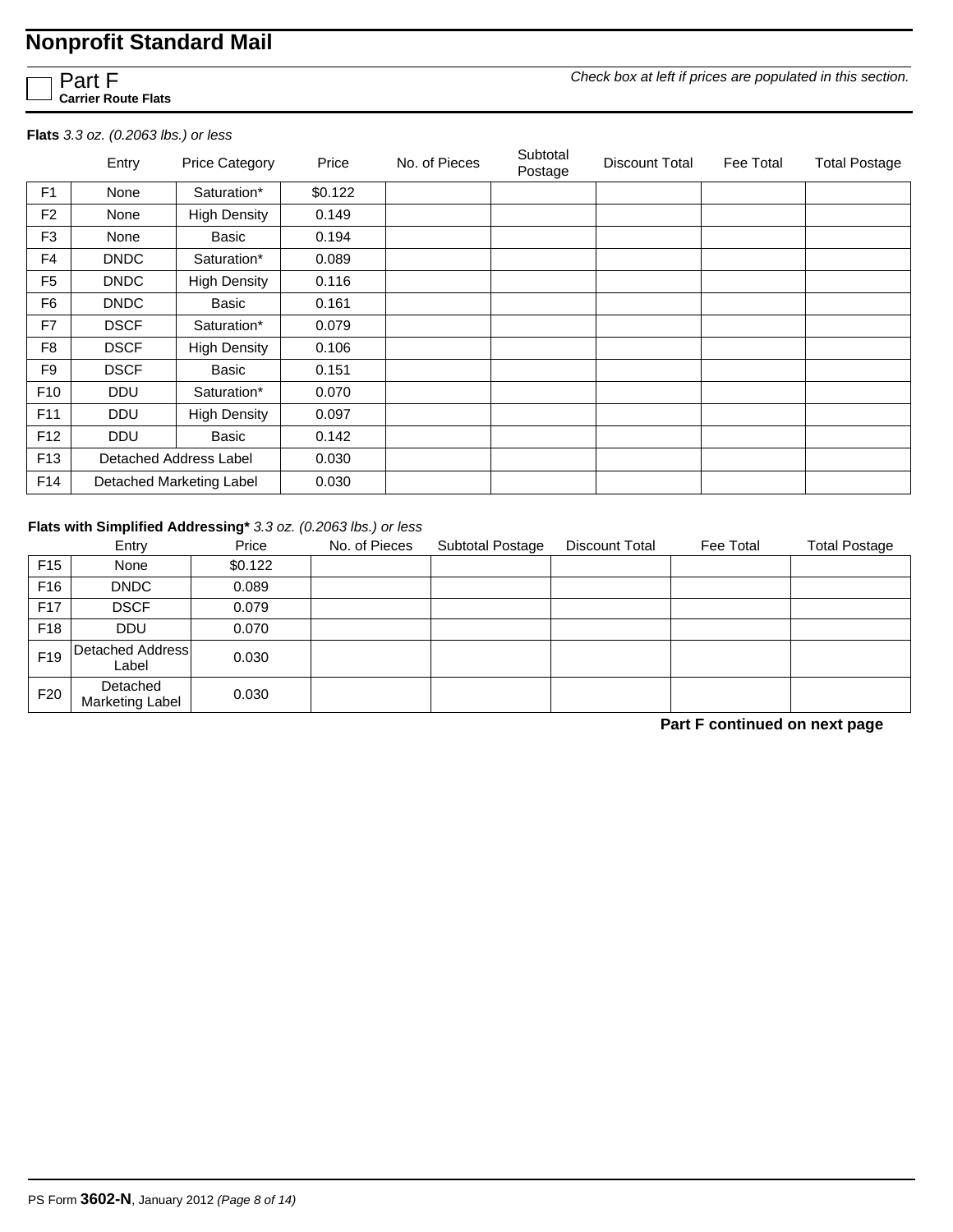# Nonprofit Standard Mail

☐ Part F
**Carrier Route Flats**

*Check box at left if prices are populated in this section.*

**Flats** *3.3 oz. (0.2063 lbs.) or less*

| | Entry | Price Category | Price | No. of Pieces | Subtotal Postage | Discount Total | Fee Total | Total Postage |
|---|---|---|---|---|---|---|---|---|
| F1 | None | Saturation* | $0.122 | | | | | |
| F2 | None | High Density | 0.149 | | | | | |
| F3 | None | Basic | 0.194 | | | | | |
| F4 | DNDC | Saturation* | 0.089 | | | | | |
| F5 | DNDC | High Density | 0.116 | | | | | |
| F6 | DNDC | Basic | 0.161 | | | | | |
| F7 | DSCF | Saturation* | 0.079 | | | | | |
| F8 | DSCF | High Density | 0.106 | | | | | |
| F9 | DSCF | Basic | 0.151 | | | | | |
| F10 | DDU | Saturation* | 0.070 | | | | | |
| F11 | DDU | High Density | 0.097 | | | | | |
| F12 | DDU | Basic | 0.142 | | | | | |
| F13 | Detached Address Label | | 0.030 | | | | | |
| F14 | Detached Marketing Label | | 0.030 | | | | | |

**Flats with Simplified Addressing*** *3.3 oz. (0.2063 lbs.) or less*

| | Entry | Price | No. of Pieces | Subtotal Postage | Discount Total | Fee Total | Total Postage |
|---|---|---|---|---|---|---|---|
| F15 | None | $0.122 | | | | | |
| F16 | DNDC | 0.089 | | | | | |
| F17 | DSCF | 0.079 | | | | | |
| F18 | DDU | 0.070 | | | | | |
| F19 | Detached Address Label | 0.030 | | | | | |
| F20 | Detached Marketing Label | 0.030 | | | | | |

**Part F continued on next page**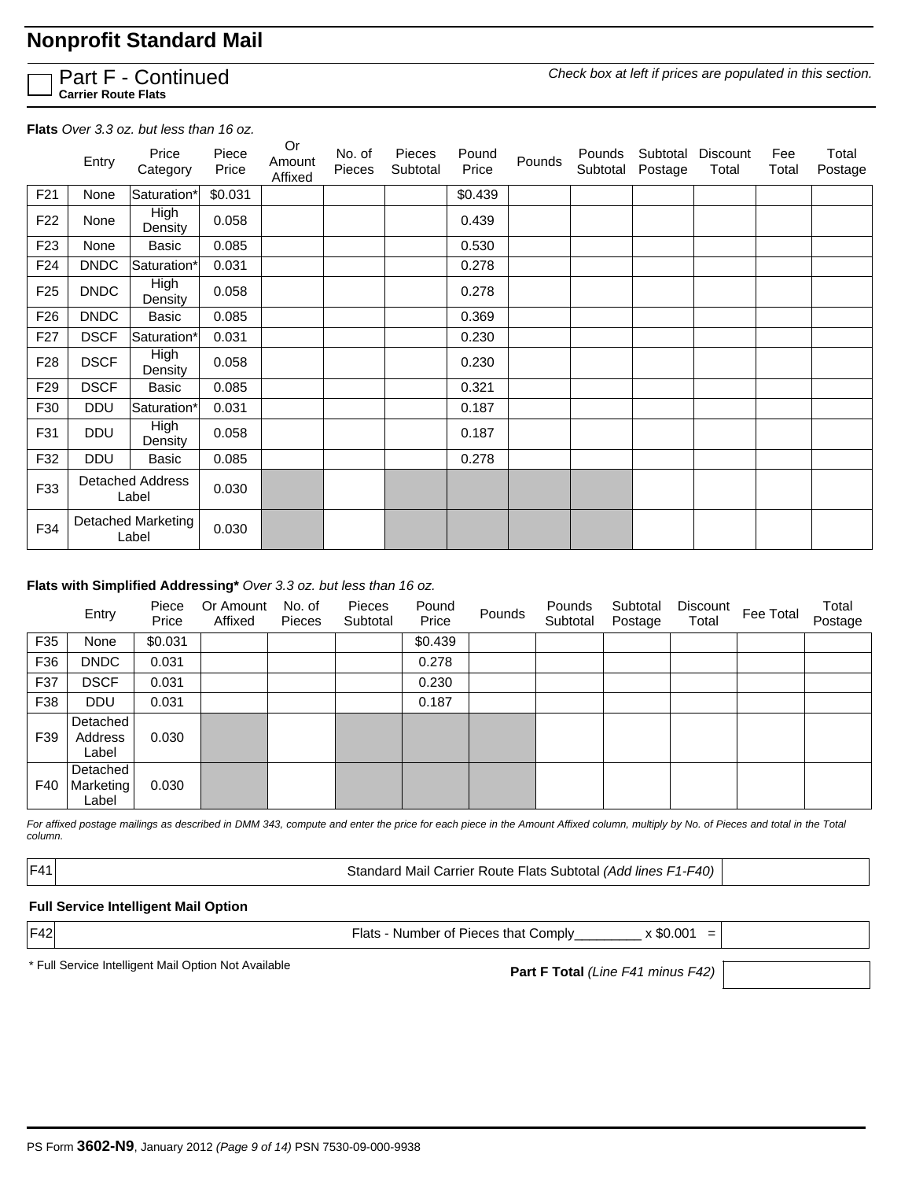# Nonprofit Standard Mail

☐ Part F - Continued
**Carrier Route Flats**

*Check box at left if prices are populated in this section.*

**Flats** *Over 3.3 oz. but less than 16 oz.*

| | Entry | Price Category | Piece Price | Or Amount Affixed | No. of Pieces | Pieces Subtotal | Pound Price | Pounds | Pounds Subtotal | Subtotal Postage | Discount Total | Fee Total | Total Postage |
|---|---|---|---|---|---|---|---|---|---|---|---|---|---|
| F21 | None | Saturation* | $0.031 | | | | $0.439 | | | | | | |
| F22 | None | High Density | 0.058 | | | | 0.439 | | | | | | |
| F23 | None | Basic | 0.085 | | | | 0.530 | | | | | | |
| F24 | DNDC | Saturation* | 0.031 | | | | 0.278 | | | | | | |
| F25 | DNDC | High Density | 0.058 | | | | 0.278 | | | | | | |
| F26 | DNDC | Basic | 0.085 | | | | 0.369 | | | | | | |
| F27 | DSCF | Saturation* | 0.031 | | | | 0.230 | | | | | | |
| F28 | DSCF | High Density | 0.058 | | | | 0.230 | | | | | | |
| F29 | DSCF | Basic | 0.085 | | | | 0.321 | | | | | | |
| F30 | DDU | Saturation* | 0.031 | | | | 0.187 | | | | | | |
| F31 | DDU | High Density | 0.058 | | | | 0.187 | | | | | | |
| F32 | DDU | Basic | 0.085 | | | | 0.278 | | | | | | |
| F33 | Detached Address Label | | 0.030 | | | | | | | | | | |
| F34 | Detached Marketing Label | | 0.030 | | | | | | | | | | |

**Flats with Simplified Addressing*** *Over 3.3 oz. but less than 16 oz.*

| | Entry | Piece Price | Or Amount Affixed | No. of Pieces | Pieces Subtotal | Pound Price | Pounds | Pounds Subtotal | Subtotal Postage | Discount Total | Fee Total | Total Postage |
|---|---|---|---|---|---|---|---|---|---|---|---|---|
| F35 | None | $0.031 | | | | $0.439 | | | | | | |
| F36 | DNDC | 0.031 | | | | 0.278 | | | | | | |
| F37 | DSCF | 0.031 | | | | 0.230 | | | | | | |
| F38 | DDU | 0.031 | | | | 0.187 | | | | | | |
| F39 | Detached Address Label | 0.030 | | | | | | | | | | |
| F40 | Detached Marketing Label | 0.030 | | | | | | | | | | |

*For affixed postage mailings as described in DMM 343, compute and enter the price for each piece in the Amount Affixed column, multiply by No. of Pieces and total in the Total column.*

| | | |
|---|---|---|
| F41 | Standard Mail Carrier Route Flats Subtotal *(Add lines F1-F40)* | |

**Full Service Intelligent Mail Option**

| | | |
|---|---|---|
| F42 | Flats - Number of Pieces that Comply_________ x $0.001 = | |

\* Full Service Intelligent Mail Option Not Available

**Part F Total** *(Line F41 minus F42)* ______

PS Form **3602-N9**, January 2012 *(Page 9 of 14)* PSN 7530-09-000-9938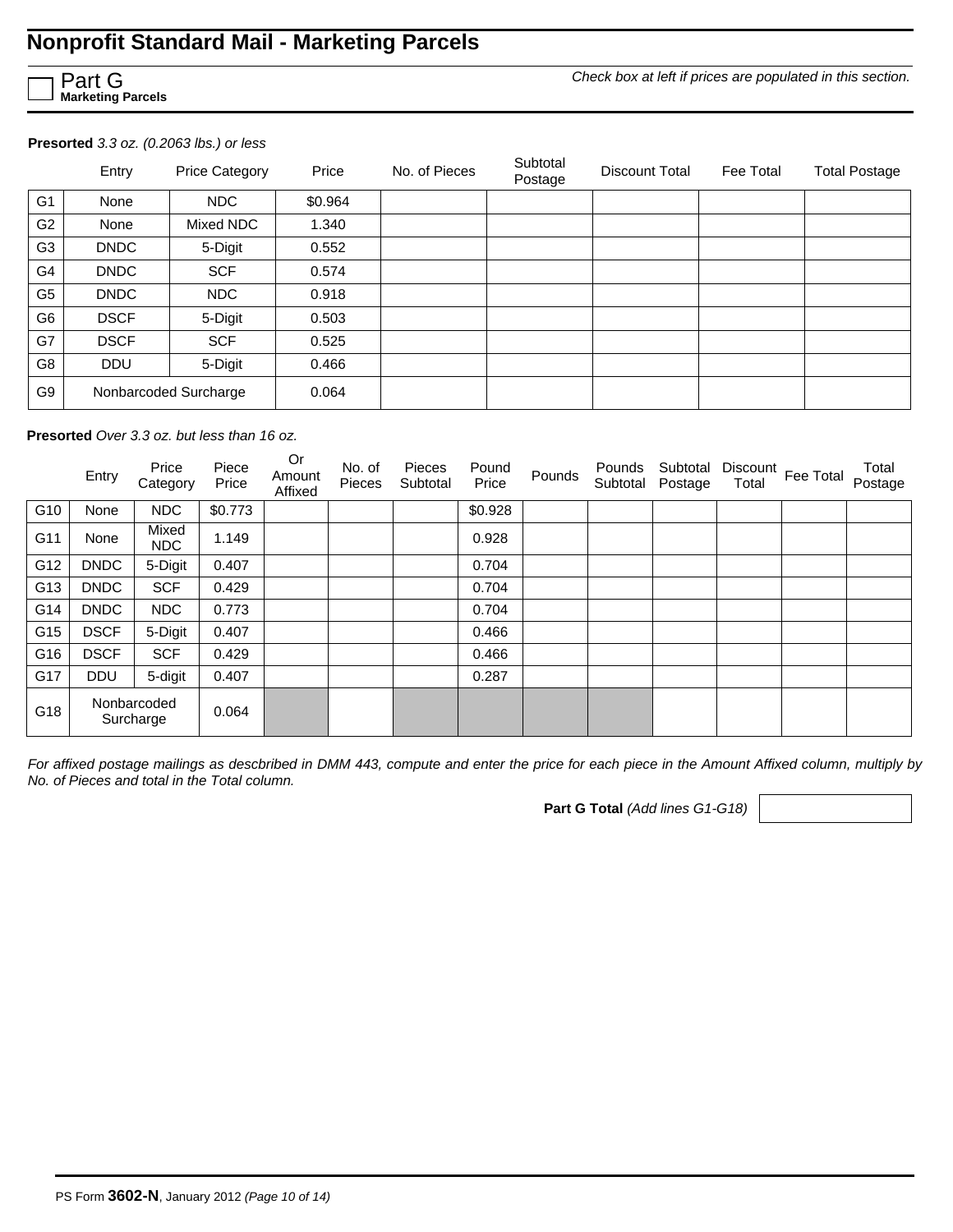# Nonprofit Standard Mail - Marketing Parcels

☐ Part G
**Marketing Parcels**

*Check box at left if prices are populated in this section.*

**Presorted** *3.3 oz. (0.2063 lbs.) or less*

| | Entry | Price Category | Price | No. of Pieces | Subtotal Postage | Discount Total | Fee Total | Total Postage |
|---|---|---|---|---|---|---|---|---|
| G1 | None | NDC | $0.964 | | | | | |
| G2 | None | Mixed NDC | 1.340 | | | | | |
| G3 | DNDC | 5-Digit | 0.552 | | | | | |
| G4 | DNDC | SCF | 0.574 | | | | | |
| G5 | DNDC | NDC | 0.918 | | | | | |
| G6 | DSCF | 5-Digit | 0.503 | | | | | |
| G7 | DSCF | SCF | 0.525 | | | | | |
| G8 | DDU | 5-Digit | 0.466 | | | | | |
| G9 | Nonbarcoded Surcharge | | 0.064 | | | | | |

**Presorted** *Over 3.3 oz. but less than 16 oz.*

| | Entry | Price Category | Piece Price | Or Amount Affixed | No. of Pieces | Pieces Subtotal | Pound Price | Pounds | Pounds Subtotal | Subtotal Postage | Discount Total | Fee Total | Total Postage |
|---|---|---|---|---|---|---|---|---|---|---|---|---|---|
| G10 | None | NDC | $0.773 | | | | $0.928 | | | | | | |
| G11 | None | Mixed NDC | 1.149 | | | | 0.928 | | | | | | |
| G12 | DNDC | 5-Digit | 0.407 | | | | 0.704 | | | | | | |
| G13 | DNDC | SCF | 0.429 | | | | 0.704 | | | | | | |
| G14 | DNDC | NDC | 0.773 | | | | 0.704 | | | | | | |
| G15 | DSCF | 5-Digit | 0.407 | | | | 0.466 | | | | | | |
| G16 | DSCF | SCF | 0.429 | | | | 0.466 | | | | | | |
| G17 | DDU | 5-digit | 0.407 | | | | 0.287 | | | | | | |
| G18 | Nonbarcoded Surcharge | | 0.064 | | | | | | | | | | |

*For affixed postage mailings as descbribed in DMM 443, compute and enter the price for each piece in the Amount Affixed column, multiply by No. of Pieces and total in the Total column.*

**Part G Total** *(Add lines G1-G18)* ________

PS Form **3602-N**, January 2012 *(Page 10 of 14)*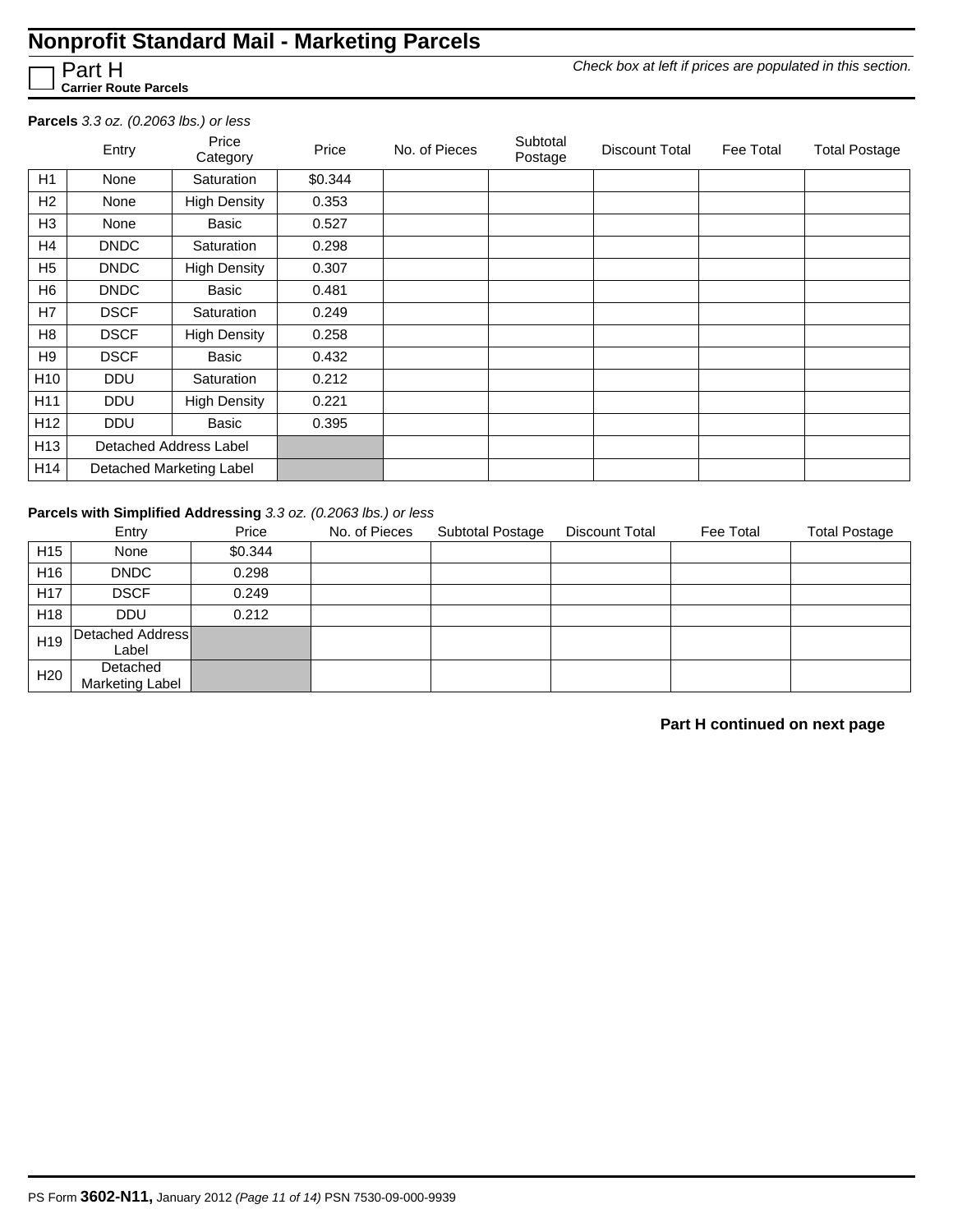# Nonprofit Standard Mail - Marketing Parcels

☐ **Part H**
**Carrier Route Parcels**

*Check box at left if prices are populated in this section.*

**Parcels** *3.3 oz. (0.2063 lbs.) or less*

| | Entry | Price Category | Price | No. of Pieces | Subtotal Postage | Discount Total | Fee Total | Total Postage |
|---|---|---|---|---|---|---|---|---|
| H1 | None | Saturation | $0.344 | | | | | |
| H2 | None | High Density | 0.353 | | | | | |
| H3 | None | Basic | 0.527 | | | | | |
| H4 | DNDC | Saturation | 0.298 | | | | | |
| H5 | DNDC | High Density | 0.307 | | | | | |
| H6 | DNDC | Basic | 0.481 | | | | | |
| H7 | DSCF | Saturation | 0.249 | | | | | |
| H8 | DSCF | High Density | 0.258 | | | | | |
| H9 | DSCF | Basic | 0.432 | | | | | |
| H10 | DDU | Saturation | 0.212 | | | | | |
| H11 | DDU | High Density | 0.221 | | | | | |
| H12 | DDU | Basic | 0.395 | | | | | |
| H13 | Detached Address Label | | | | | | | |
| H14 | Detached Marketing Label | | | | | | | |

**Parcels with Simplified Addressing** *3.3 oz. (0.2063 lbs.) or less*

| | Entry | Price | No. of Pieces | Subtotal Postage | Discount Total | Fee Total | Total Postage |
|---|---|---|---|---|---|---|---|
| H15 | None | $0.344 | | | | | |
| H16 | DNDC | 0.298 | | | | | |
| H17 | DSCF | 0.249 | | | | | |
| H18 | DDU | 0.212 | | | | | |
| H19 | Detached Address Label | | | | | | |
| H20 | Detached Marketing Label | | | | | | |

**Part H continued on next page**

PS Form **3602-N11,** January 2012 *(Page 11 of 14)* PSN 7530-09-000-9939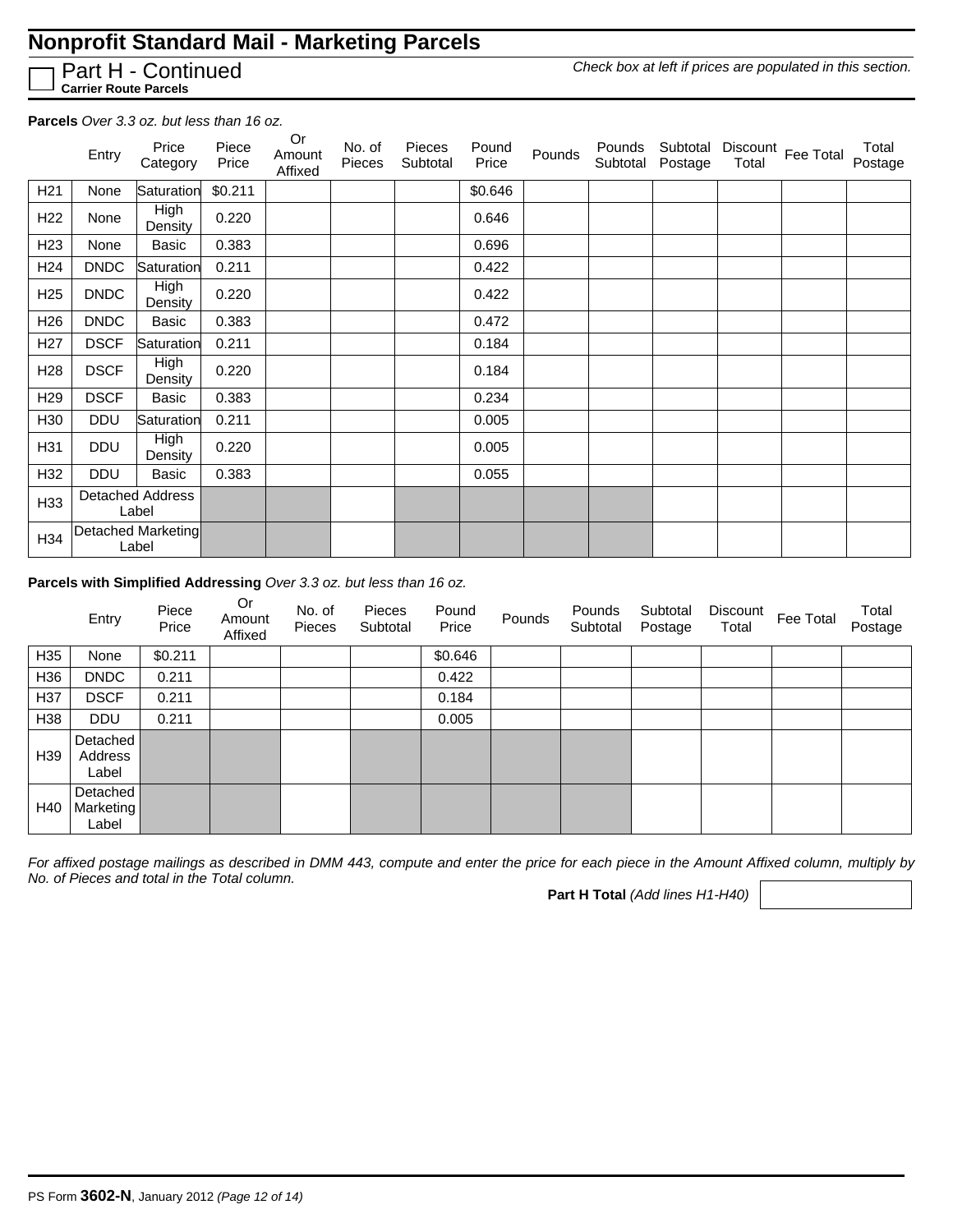# Nonprofit Standard Mail - Marketing Parcels

☐ Part H - Continued
**Carrier Route Parcels**

*Check box at left if prices are populated in this section.*

**Parcels** *Over 3.3 oz. but less than 16 oz.*

| | Entry | Price Category | Piece Price | Or Amount Affixed | No. of Pieces | Pieces Subtotal | Pound Price | Pounds | Pounds Subtotal | Subtotal Postage | Discount Total | Fee Total | Total Postage |
|---|---|---|---|---|---|---|---|---|---|---|---|---|---|
| H21 | None | Saturation | $0.211 | | | | $0.646 | | | | | | |
| H22 | None | High Density | 0.220 | | | | 0.646 | | | | | | |
| H23 | None | Basic | 0.383 | | | | 0.696 | | | | | | |
| H24 | DNDC | Saturation | 0.211 | | | | 0.422 | | | | | | |
| H25 | DNDC | High Density | 0.220 | | | | 0.422 | | | | | | |
| H26 | DNDC | Basic | 0.383 | | | | 0.472 | | | | | | |
| H27 | DSCF | Saturation | 0.211 | | | | 0.184 | | | | | | |
| H28 | DSCF | High Density | 0.220 | | | | 0.184 | | | | | | |
| H29 | DSCF | Basic | 0.383 | | | | 0.234 | | | | | | |
| H30 | DDU | Saturation | 0.211 | | | | 0.005 | | | | | | |
| H31 | DDU | High Density | 0.220 | | | | 0.005 | | | | | | |
| H32 | DDU | Basic | 0.383 | | | | 0.055 | | | | | | |
| H33 | Detached Address Label | | | | | | | | | | | | |
| H34 | Detached Marketing Label | | | | | | | | | | | | |

**Parcels with Simplified Addressing** *Over 3.3 oz. but less than 16 oz.*

| | Entry | Piece Price | Or Amount Affixed | No. of Pieces | Pieces Subtotal | Pound Price | Pounds | Pounds Subtotal | Subtotal Postage | Discount Total | Fee Total | Total Postage |
|---|---|---|---|---|---|---|---|---|---|---|---|---|
| H35 | None | $0.211 | | | | $0.646 | | | | | | |
| H36 | DNDC | 0.211 | | | | 0.422 | | | | | | |
| H37 | DSCF | 0.211 | | | | 0.184 | | | | | | |
| H38 | DDU | 0.211 | | | | 0.005 | | | | | | |
| H39 | Detached Address Label | | | | | | | | | | | |
| H40 | Detached Marketing Label | | | | | | | | | | | |

*For affixed postage mailings as described in DMM 443, compute and enter the price for each piece in the Amount Affixed column, multiply by No. of Pieces and total in the Total column.*

**Part H Total** *(Add lines H1-H40)* ____________

PS Form **3602-N**, January 2012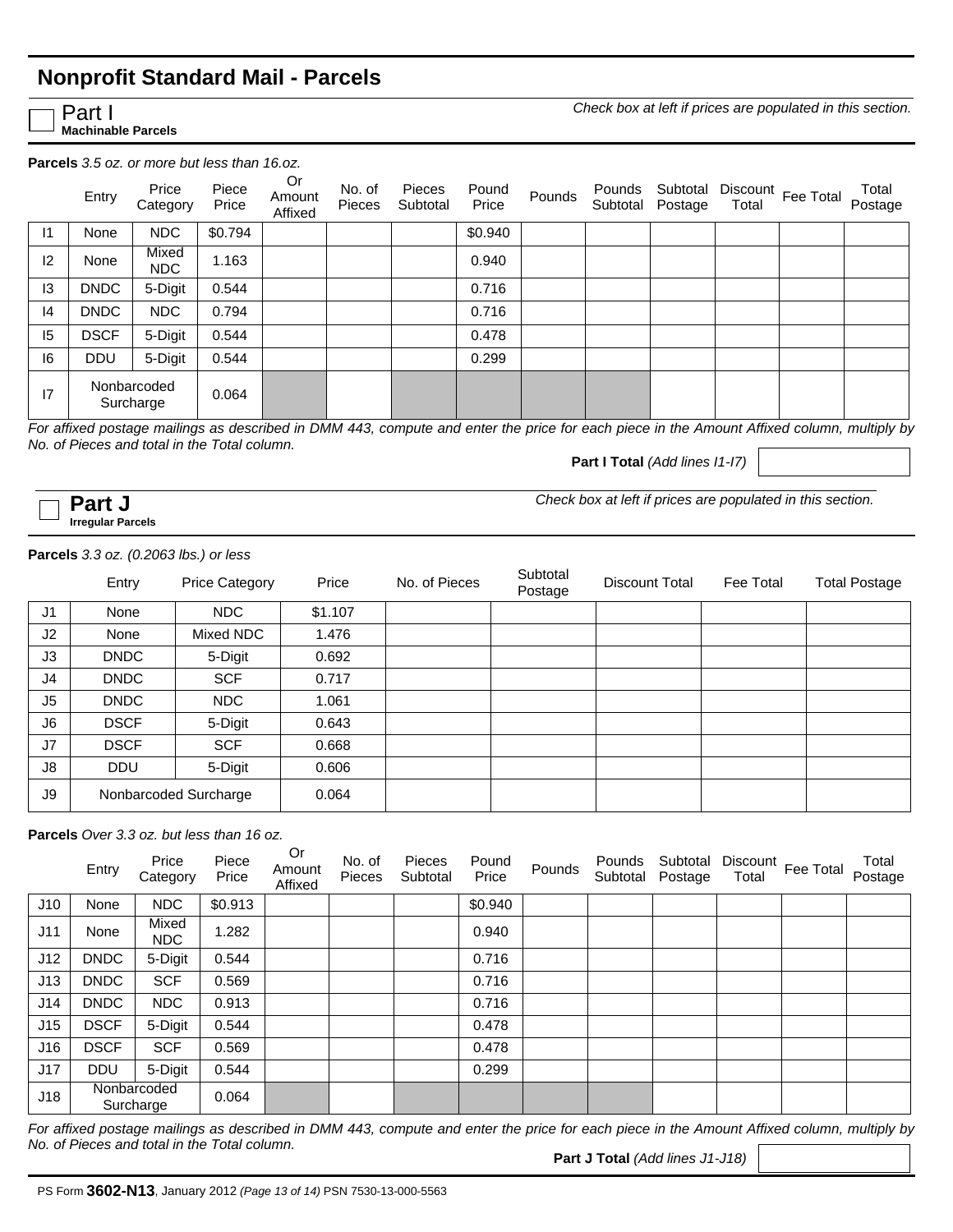# Nonprofit Standard Mail - Parcels

## Part I
**Machinable Parcels**

*Check box at left if prices are populated in this section.*

**Parcels** *3.5 oz. or more but less than 16.oz.*

| | Entry | Price Category | Piece Price | Or Amount Affixed | No. of Pieces | Pieces Subtotal | Pound Price | Pounds | Pounds Subtotal | Subtotal Postage | Discount Total | Fee Total | Total Postage |
|---|---|---|---|---|---|---|---|---|---|---|---|---|---|
| I1 | None | NDC | $0.794 | | | | $0.940 | | | | | | |
| I2 | None | Mixed NDC | 1.163 | | | | 0.940 | | | | | | |
| I3 | DNDC | 5-Digit | 0.544 | | | | 0.716 | | | | | | |
| I4 | DNDC | NDC | 0.794 | | | | 0.716 | | | | | | |
| I5 | DSCF | 5-Digit | 0.544 | | | | 0.478 | | | | | | |
| I6 | DDU | 5-Digit | 0.544 | | | | 0.299 | | | | | | |
| I7 | Nonbarcoded Surcharge | | 0.064 | | | | | | | | | | |

*For affixed postage mailings as described in DMM 443, compute and enter the price for each piece in the Amount Affixed column, multiply by No. of Pieces and total in the Total column.*

**Part I Total** *(Add lines I1-I7)*

## Part J
**Irregular Parcels**

*Check box at left if prices are populated in this section.*

**Parcels** *3.3 oz. (0.2063 lbs.) or less*

| | Entry | Price Category | Price | No. of Pieces | Subtotal Postage | Discount Total | Fee Total | Total Postage |
|---|---|---|---|---|---|---|---|---|
| J1 | None | NDC | $1.107 | | | | | |
| J2 | None | Mixed NDC | 1.476 | | | | | |
| J3 | DNDC | 5-Digit | 0.692 | | | | | |
| J4 | DNDC | SCF | 0.717 | | | | | |
| J5 | DNDC | NDC | 1.061 | | | | | |
| J6 | DSCF | 5-Digit | 0.643 | | | | | |
| J7 | DSCF | SCF | 0.668 | | | | | |
| J8 | DDU | 5-Digit | 0.606 | | | | | |
| J9 | Nonbarcoded Surcharge | | 0.064 | | | | | |

**Parcels** *Over 3.3 oz. but less than 16 oz.*

| | Entry | Price Category | Piece Price | Or Amount Affixed | No. of Pieces | Pieces Subtotal | Pound Price | Pounds | Pounds Subtotal | Subtotal Postage | Discount Total | Fee Total | Total Postage |
|---|---|---|---|---|---|---|---|---|---|---|---|---|---|
| J10 | None | NDC | $0.913 | | | | $0.940 | | | | | | |
| J11 | None | Mixed NDC | 1.282 | | | | 0.940 | | | | | | |
| J12 | DNDC | 5-Digit | 0.544 | | | | 0.716 | | | | | | |
| J13 | DNDC | SCF | 0.569 | | | | 0.716 | | | | | | |
| J14 | DNDC | NDC | 0.913 | | | | 0.716 | | | | | | |
| J15 | DSCF | 5-Digit | 0.544 | | | | 0.478 | | | | | | |
| J16 | DSCF | SCF | 0.569 | | | | 0.478 | | | | | | |
| J17 | DDU | 5-Digit | 0.544 | | | | 0.299 | | | | | | |
| J18 | Nonbarcoded Surcharge | | 0.064 | | | | | | | | | | |

*For affixed postage mailings as described in DMM 443, compute and enter the price for each piece in the Amount Affixed column, multiply by No. of Pieces and total in the Total column.*

**Part J Total** *(Add lines J1-J18)*

PS Form **3602-N13**, January 2012 *(Page 13 of 14)* PSN 7530-13-000-5563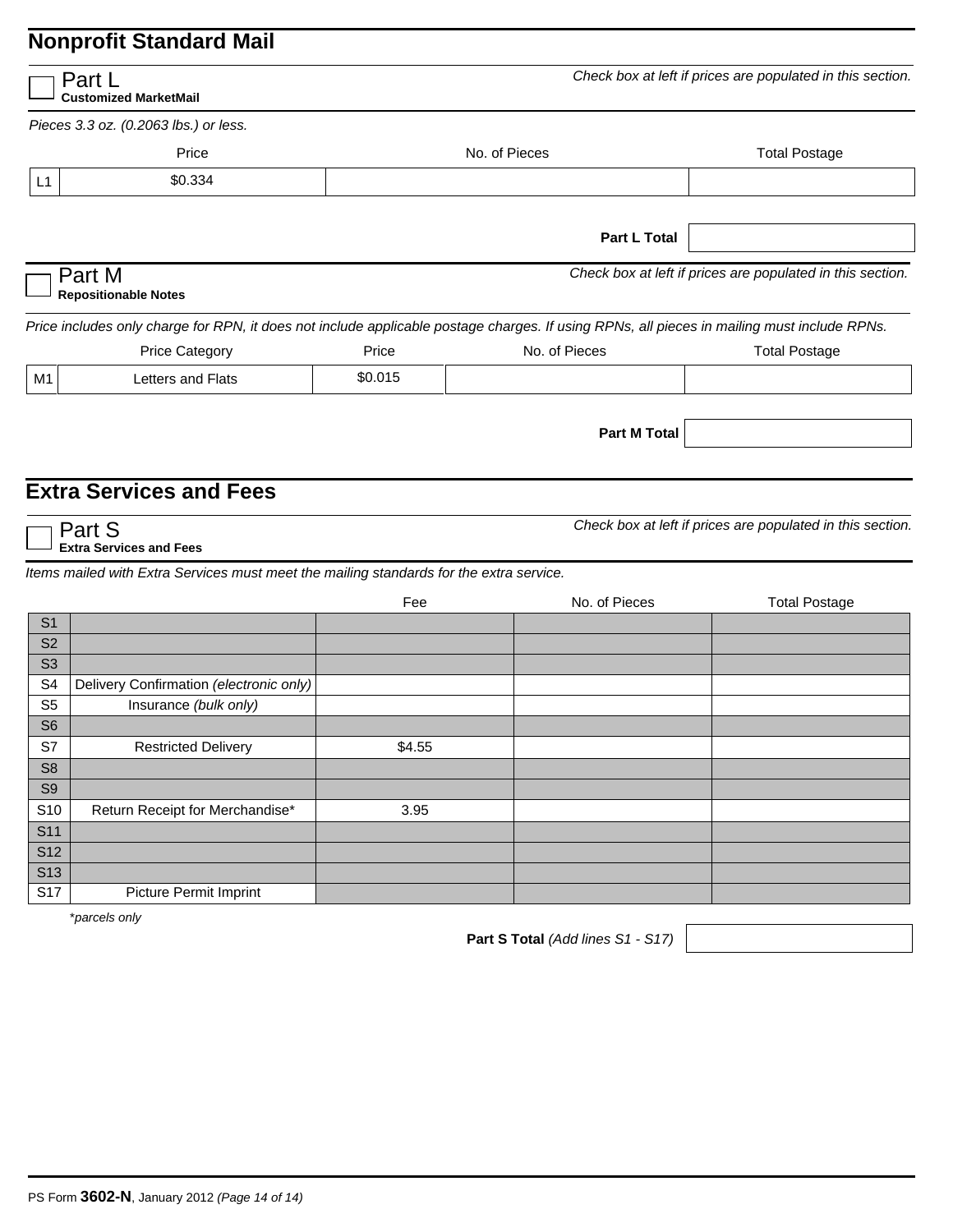## Nonprofit Standard Mail

☐ **Part L**
**Customized MarketMail**

*Check box at left if prices are populated in this section.*

*Pieces 3.3 oz. (0.2063 lbs.) or less.*

| | Price | No. of Pieces | Total Postage |
|---|---|---|---|
| L1 | $0.334 | | |

**Part L Total** ____________

☐ **Part M**
**Repositionable Notes**

*Check box at left if prices are populated in this section.*

*Price includes only charge for RPN, it does not include applicable postage charges. If using RPNs, all pieces in mailing must include RPNs.*

| | Price Category | Price | No. of Pieces | Total Postage |
|---|---|---|---|---|
| M1 | Letters and Flats | $0.015 | | |

**Part M Total** ____________

## Extra Services and Fees

☐ **Part S**
**Extra Services and Fees**

*Check box at left if prices are populated in this section.*

*Items mailed with Extra Services must meet the mailing standards for the extra service.*

| | | Fee | No. of Pieces | Total Postage |
|---|---|---|---|---|
| S1 | | | | |
| S2 | | | | |
| S3 | | | | |
| S4 | Delivery Confirmation *(electronic only)* | | | |
| S5 | Insurance *(bulk only)* | | | |
| S6 | | | | |
| S7 | Restricted Delivery | $4.55 | | |
| S8 | | | | |
| S9 | | | | |
| S10 | Return Receipt for Merchandise* | 3.95 | | |
| S11 | | | | |
| S12 | | | | |
| S13 | | | | |
| S17 | Picture Permit Imprint | | | |

**parcels only*

**Part S Total** *(Add lines S1 - S17)* ____________

PS Form **3602-N**, January 2012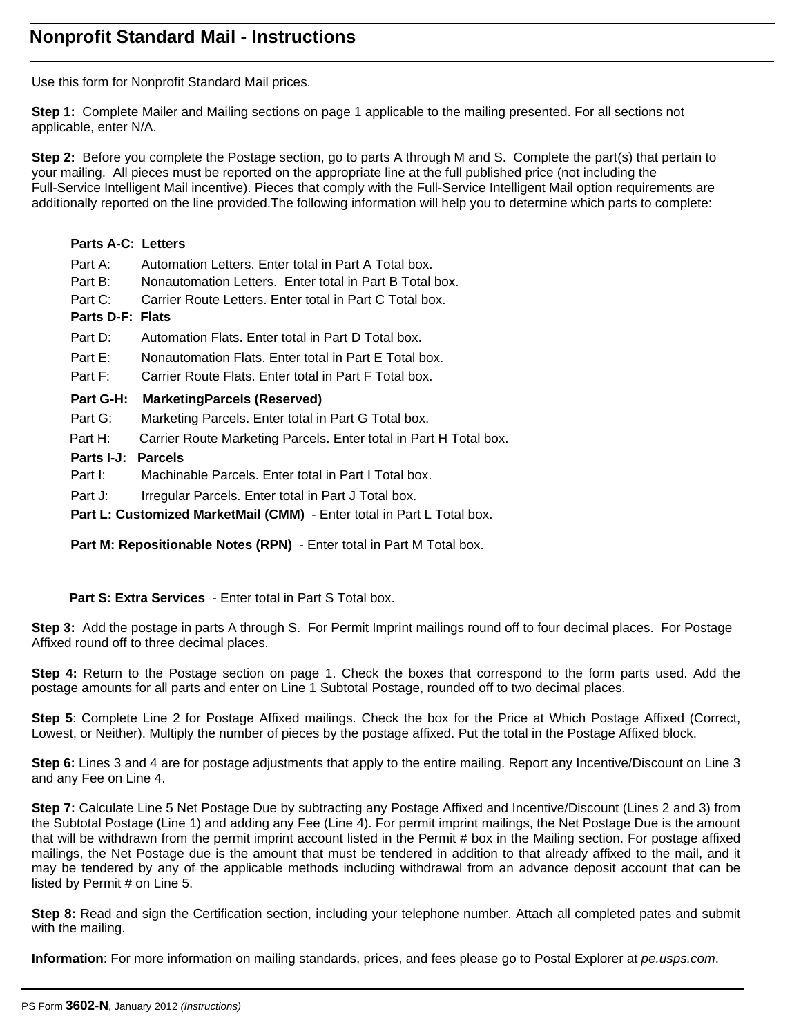# Nonprofit Standard Mail - Instructions

Use this form for Nonprofit Standard Mail prices.

**Step 1:** Complete Mailer and Mailing sections on page 1 applicable to the mailing presented. For all sections not applicable, enter N/A.

**Step 2:** Before you complete the Postage section, go to parts A through M and S. Complete the part(s) that pertain to your mailing. All pieces must be reported on the appropriate line at the full published price (not including the Full-Service Intelligent Mail incentive). Pieces that comply with the Full-Service Intelligent Mail option requirements are additionally reported on the line provided.The following information will help you to determine which parts to complete:

**Parts A-C: Letters**

Part A: Automation Letters. Enter total in Part A Total box.
Part B: Nonautomation Letters. Enter total in Part B Total box.
Part C: Carrier Route Letters. Enter total in Part C Total box.

**Parts D-F: Flats**

Part D: Automation Flats. Enter total in Part D Total box.
Part E: Nonautomation Flats. Enter total in Part E Total box.
Part F: Carrier Route Flats. Enter total in Part F Total box.

**Part G-H: MarketingParcels (Reserved)**

Part G: Marketing Parcels. Enter total in Part G Total box.
Part H: Carrier Route Marketing Parcels. Enter total in Part H Total box.

**Parts I-J: Parcels**

Part I: Machinable Parcels. Enter total in Part I Total box.
Part J: Irregular Parcels. Enter total in Part J Total box.

**Part L: Customized MarketMail (CMM)** - Enter total in Part L Total box.

**Part M: Repositionable Notes (RPN)** - Enter total in Part M Total box.

**Part S: Extra Services** - Enter total in Part S Total box.

**Step 3:** Add the postage in parts A through S. For Permit Imprint mailings round off to four decimal places. For Postage Affixed round off to three decimal places.

**Step 4:** Return to the Postage section on page 1. Check the boxes that correspond to the form parts used. Add the postage amounts for all parts and enter on Line 1 Subtotal Postage, rounded off to two decimal places.

**Step 5**: Complete Line 2 for Postage Affixed mailings. Check the box for the Price at Which Postage Affixed (Correct, Lowest, or Neither). Multiply the number of pieces by the postage affixed. Put the total in the Postage Affixed block.

**Step 6:** Lines 3 and 4 are for postage adjustments that apply to the entire mailing. Report any Incentive/Discount on Line 3 and any Fee on Line 4.

**Step 7:** Calculate Line 5 Net Postage Due by subtracting any Postage Affixed and Incentive/Discount (Lines 2 and 3) from the Subtotal Postage (Line 1) and adding any Fee (Line 4). For permit imprint mailings, the Net Postage Due is the amount that will be withdrawn from the permit imprint account listed in the Permit # box in the Mailing section. For postage affixed mailings, the Net Postage due is the amount that must be tendered in addition to that already affixed to the mail, and it may be tendered by any of the applicable methods including withdrawal from an advance deposit account that can be listed by Permit # on Line 5.

**Step 8:** Read and sign the Certification section, including your telephone number. Attach all completed pates and submit with the mailing.

**Information**: For more information on mailing standards, prices, and fees please go to Postal Explorer at *pe.usps.com*.

PS Form **3602-N**, January 2012 *(Instructions)*